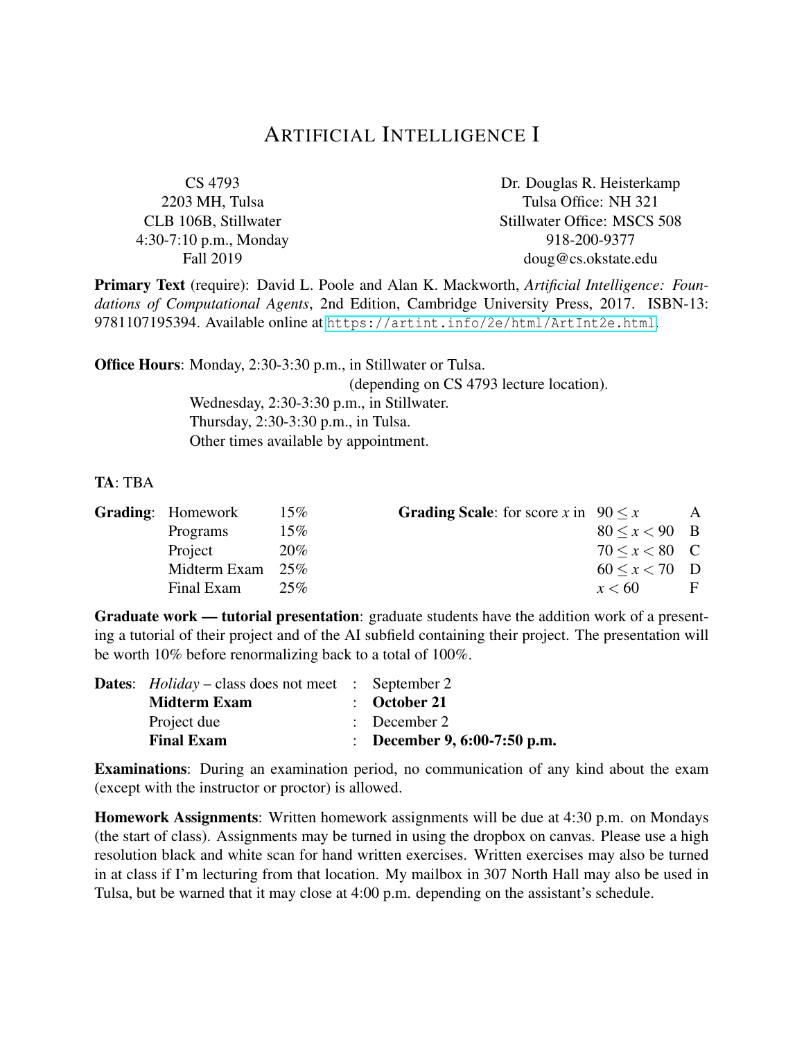# ARTIFICIAL INTELLIGENCE I

CS 4793
2203 MH, Tulsa
CLB 106B, Stillwater
4:30-7:10 p.m., Monday
Fall 2019

Dr. Douglas R. Heisterkamp
Tulsa Office: NH 321
Stillwater Office: MSCS 508
918-200-9377
doug@cs.okstate.edu

**Primary Text** (require): David L. Poole and Alan K. Mackworth, *Artificial Intelligence: Foundations of Computational Agents*, 2nd Edition, Cambridge University Press, 2017. ISBN-13: 9781107195394. Available online at https://artint.info/2e/html/ArtInt2e.html.

**Office Hours**: Monday, 2:30-3:30 p.m., in Stillwater or Tulsa.
(depending on CS 4793 lecture location).
Wednesday, 2:30-3:30 p.m., in Stillwater.
Thursday, 2:30-3:30 p.m., in Tulsa.
Other times available by appointment.

**TA**: TBA

**Grading**:

| Component | Weight |
|---|---|
| Homework | 15% |
| Programs | 15% |
| Project | 20% |
| Midterm Exam | 25% |
| Final Exam | 25% |

**Grading Scale**: for score $x$ in

| Range | Grade |
|---|---|
| $90 \leq x$ | A |
| $80 \leq x < 90$ | B |
| $70 \leq x < 80$ | C |
| $60 \leq x < 70$ | D |
| $x < 60$ | F |

**Graduate work — tutorial presentation**: graduate students have the addition work of a presenting a tutorial of their project and of the AI subfield containing their project. The presentation will be worth 10% before renormalizing back to a total of 100%.

**Dates**:

| Event | Date |
|---|---|
| *Holiday* – class does not meet | September 2 |
| **Midterm Exam** | **October 21** |
| Project due | December 2 |
| **Final Exam** | **December 9, 6:00-7:50 p.m.** |

**Examinations**: During an examination period, no communication of any kind about the exam (except with the instructor or proctor) is allowed.

**Homework Assignments**: Written homework assignments will be due at 4:30 p.m. on Mondays (the start of class). Assignments may be turned in using the dropbox on canvas. Please use a high resolution black and white scan for hand written exercises. Written exercises may also be turned in at class if I'm lecturing from that location. My mailbox in 307 North Hall may also be used in Tulsa, but be warned that it may close at 4:00 p.m. depending on the assistant's schedule.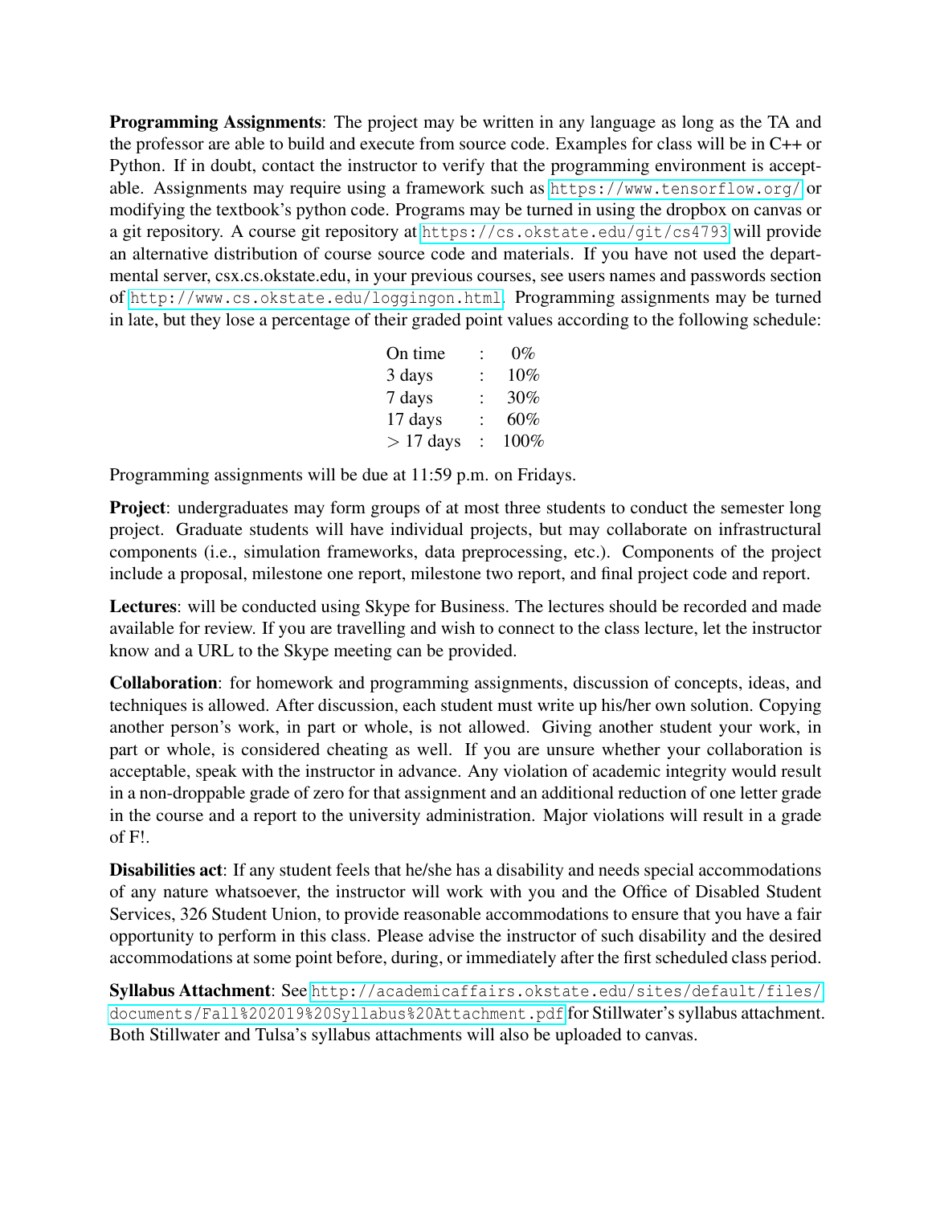**Programming Assignments**: The project may be written in any language as long as the TA and the professor are able to build and execute from source code. Examples for class will be in C++ or Python. If in doubt, contact the instructor to verify that the programming environment is acceptable. Assignments may require using a framework such as https://www.tensorflow.org/ or modifying the textbook's python code. Programs may be turned in using the dropbox on canvas or a git repository. A course git repository at https://cs.okstate.edu/git/cs4793 will provide an alternative distribution of course source code and materials. If you have not used the departmental server, csx.cs.okstate.edu, in your previous courses, see users names and passwords section of http://www.cs.okstate.edu/loggingon.html. Programming assignments may be turned in late, but they lose a percentage of their graded point values according to the following schedule:

| | | |
|---|---|---|
| On time | : | 0% |
| 3 days | : | 10% |
| 7 days | : | 30% |
| 17 days | : | 60% |
| > 17 days | : | 100% |

Programming assignments will be due at 11:59 p.m. on Fridays.

**Project**: undergraduates may form groups of at most three students to conduct the semester long project. Graduate students will have individual projects, but may collaborate on infrastructural components (i.e., simulation frameworks, data preprocessing, etc.). Components of the project include a proposal, milestone one report, milestone two report, and final project code and report.

**Lectures**: will be conducted using Skype for Business. The lectures should be recorded and made available for review. If you are travelling and wish to connect to the class lecture, let the instructor know and a URL to the Skype meeting can be provided.

**Collaboration**: for homework and programming assignments, discussion of concepts, ideas, and techniques is allowed. After discussion, each student must write up his/her own solution. Copying another person's work, in part or whole, is not allowed. Giving another student your work, in part or whole, is considered cheating as well. If you are unsure whether your collaboration is acceptable, speak with the instructor in advance. Any violation of academic integrity would result in a non-droppable grade of zero for that assignment and an additional reduction of one letter grade in the course and a report to the university administration. Major violations will result in a grade of F!.

**Disabilities act**: If any student feels that he/she has a disability and needs special accommodations of any nature whatsoever, the instructor will work with you and the Office of Disabled Student Services, 326 Student Union, to provide reasonable accommodations to ensure that you have a fair opportunity to perform in this class. Please advise the instructor of such disability and the desired accommodations at some point before, during, or immediately after the first scheduled class period.

**Syllabus Attachment**: See http://academicaffairs.okstate.edu/sites/default/files/documents/Fall%202019%20Syllabus%20Attachment.pdf for Stillwater's syllabus attachment. Both Stillwater and Tulsa's syllabus attachments will also be uploaded to canvas.